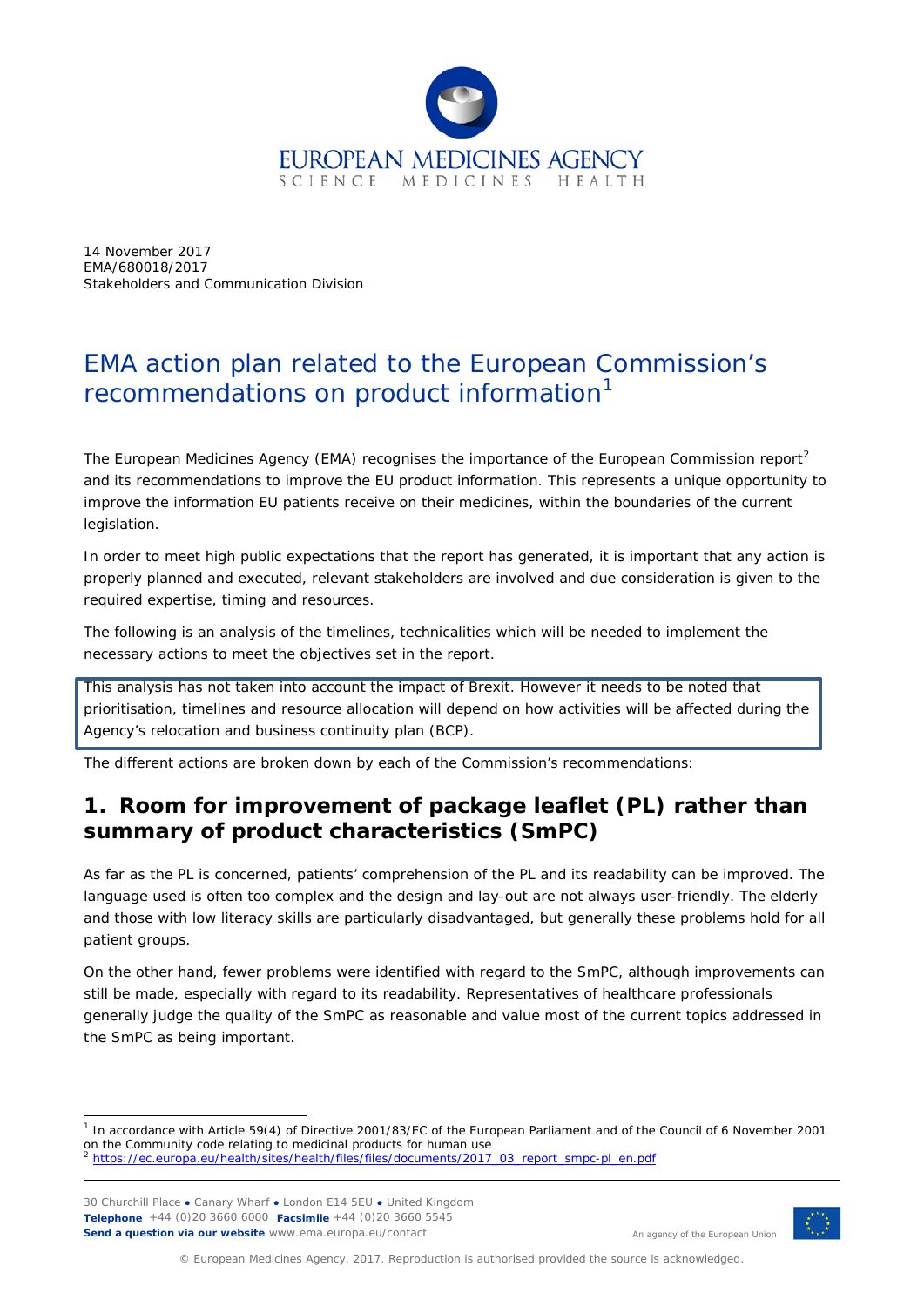14 November 2017
EMA/680018/2017
Stakeholders and Communication Division

# EMA action plan related to the European Commission's recommendations on product information[1]

The European Medicines Agency (EMA) recognises the importance of the European Commission report[2] and its recommendations to improve the EU product information. This represents a unique opportunity to improve the information EU patients receive on their medicines, within the boundaries of the current legislation.

In order to meet high public expectations that the report has generated, it is important that any action is properly planned and executed, relevant stakeholders are involved and due consideration is given to the required expertise, timing and resources.

The following is an analysis of the timelines, technicalities which will be needed to implement the necessary actions to meet the objectives set in the report.

This analysis has not taken into account the impact of Brexit. However it needs to be noted that prioritisation, timelines and resource allocation will depend on how activities will be affected during the Agency's relocation and business continuity plan (BCP).

The different actions are broken down by each of the Commission's recommendations:

## 1. Room for improvement of package leaflet (PL) rather than summary of product characteristics (SmPC)

As far as the PL is concerned, patients' comprehension of the PL and its readability can be improved. The language used is often too complex and the design and lay-out are not always user-friendly. The elderly and those with low literacy skills are particularly disadvantaged, but generally these problems hold for all patient groups.

On the other hand, fewer problems were identified with regard to the SmPC, although improvements can still be made, especially with regard to its readability. Representatives of healthcare professionals generally judge the quality of the SmPC as reasonable and value most of the current topics addressed in the SmPC as being important.

[1] In accordance with Article 59(4) of Directive 2001/83/EC of the European Parliament and of the Council of 6 November 2001 on the Community code relating to medicinal products for human use

[2] https://ec.europa.eu/health/sites/health/files/files/documents/2017_03_report_smpc-pl_en.pdf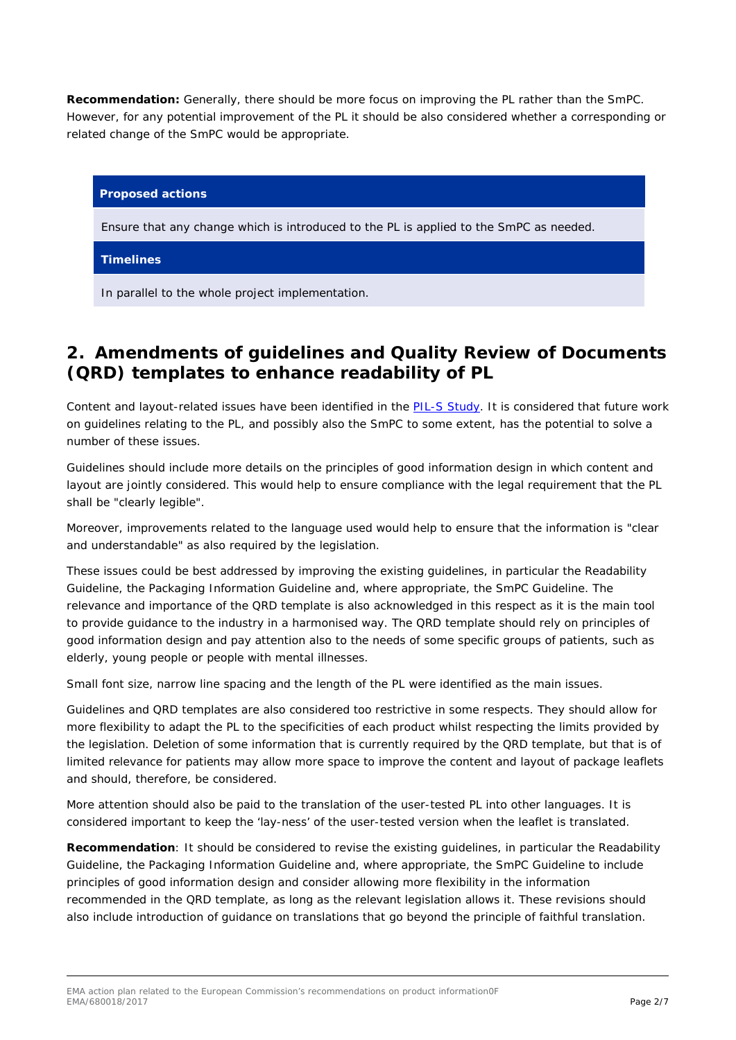**Recommendation:** Generally, there should be more focus on improving the PL rather than the SmPC. However, for any potential improvement of the PL it should be also considered whether a corresponding or related change of the SmPC would be appropriate.

| **Proposed actions** |
| --- |
| Ensure that any change which is introduced to the PL is applied to the SmPC as needed. |
| **Timelines** |
| In parallel to the whole project implementation. |

## 2. Amendments of guidelines and Quality Review of Documents (QRD) templates to enhance readability of PL

Content and layout-related issues have been identified in the PIL-S Study. It is considered that future work on guidelines relating to the PL, and possibly also the SmPC to some extent, has the potential to solve a number of these issues.

Guidelines should include more details on the principles of good information design in which content and layout are jointly considered. This would help to ensure compliance with the legal requirement that the PL shall be "clearly legible".

Moreover, improvements related to the language used would help to ensure that the information is "clear and understandable" as also required by the legislation.

These issues could be best addressed by improving the existing guidelines, in particular the Readability Guideline, the Packaging Information Guideline and, where appropriate, the SmPC Guideline. The relevance and importance of the QRD template is also acknowledged in this respect as it is the main tool to provide guidance to the industry in a harmonised way. The QRD template should rely on principles of good information design and pay attention also to the needs of some specific groups of patients, such as elderly, young people or people with mental illnesses.

Small font size, narrow line spacing and the length of the PL were identified as the main issues.

Guidelines and QRD templates are also considered too restrictive in some respects. They should allow for more flexibility to adapt the PL to the specificities of each product whilst respecting the limits provided by the legislation. Deletion of some information that is currently required by the QRD template, but that is of limited relevance for patients may allow more space to improve the content and layout of package leaflets and should, therefore, be considered.

More attention should also be paid to the translation of the user-tested PL into other languages. It is considered important to keep the 'lay-ness' of the user-tested version when the leaflet is translated.

**Recommendation**: It should be considered to revise the existing guidelines, in particular the Readability Guideline, the Packaging Information Guideline and, where appropriate, the SmPC Guideline to include principles of good information design and consider allowing more flexibility in the information recommended in the QRD template, as long as the relevant legislation allows it. These revisions should also include introduction of guidance on translations that go beyond the principle of faithful translation.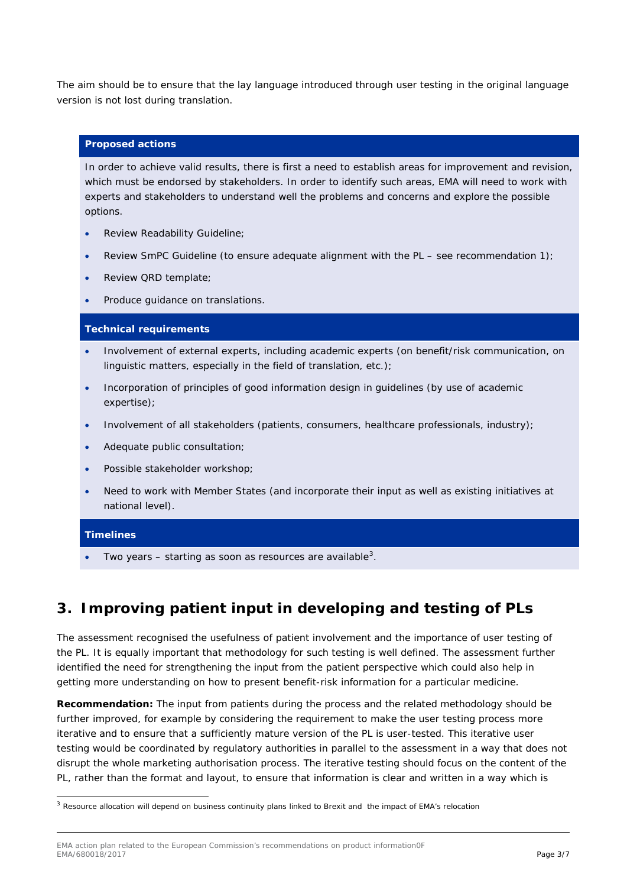The aim should be to ensure that the lay language introduced through user testing in the original language version is not lost during translation.

**Proposed actions**

In order to achieve valid results, there is first a need to establish areas for improvement and revision, which must be endorsed by stakeholders. In order to identify such areas, EMA will need to work with experts and stakeholders to understand well the problems and concerns and explore the possible options.

- Review Readability Guideline;
- Review SmPC Guideline (to ensure adequate alignment with the PL – see recommendation 1);
- Review QRD template;
- Produce guidance on translations.

**Technical requirements**

- Involvement of external experts, including academic experts (on benefit/risk communication, on linguistic matters, especially in the field of translation, etc.);
- Incorporation of principles of good information design in guidelines (by use of academic expertise);
- Involvement of all stakeholders (patients, consumers, healthcare professionals, industry);
- Adequate public consultation;
- Possible stakeholder workshop;
- Need to work with Member States (and incorporate their input as well as existing initiatives at national level).

**Timelines**

- Two years – starting as soon as resources are available[3].

## 3. Improving patient input in developing and testing of PLs

The assessment recognised the usefulness of patient involvement and the importance of user testing of the PL. It is equally important that methodology for such testing is well defined. The assessment further identified the need for strengthening the input from the patient perspective which could also help in getting more understanding on how to present benefit-risk information for a particular medicine.

**Recommendation:** The input from patients during the process and the related methodology should be further improved, for example by considering the requirement to make the user testing process more iterative and to ensure that a sufficiently mature version of the PL is user-tested. This iterative user testing would be coordinated by regulatory authorities in parallel to the assessment in a way that does not disrupt the whole marketing authorisation process. The iterative testing should focus on the content of the PL, rather than the format and layout, to ensure that information is clear and written in a way which is

[3] Resource allocation will depend on business continuity plans linked to Brexit and the impact of EMA's relocation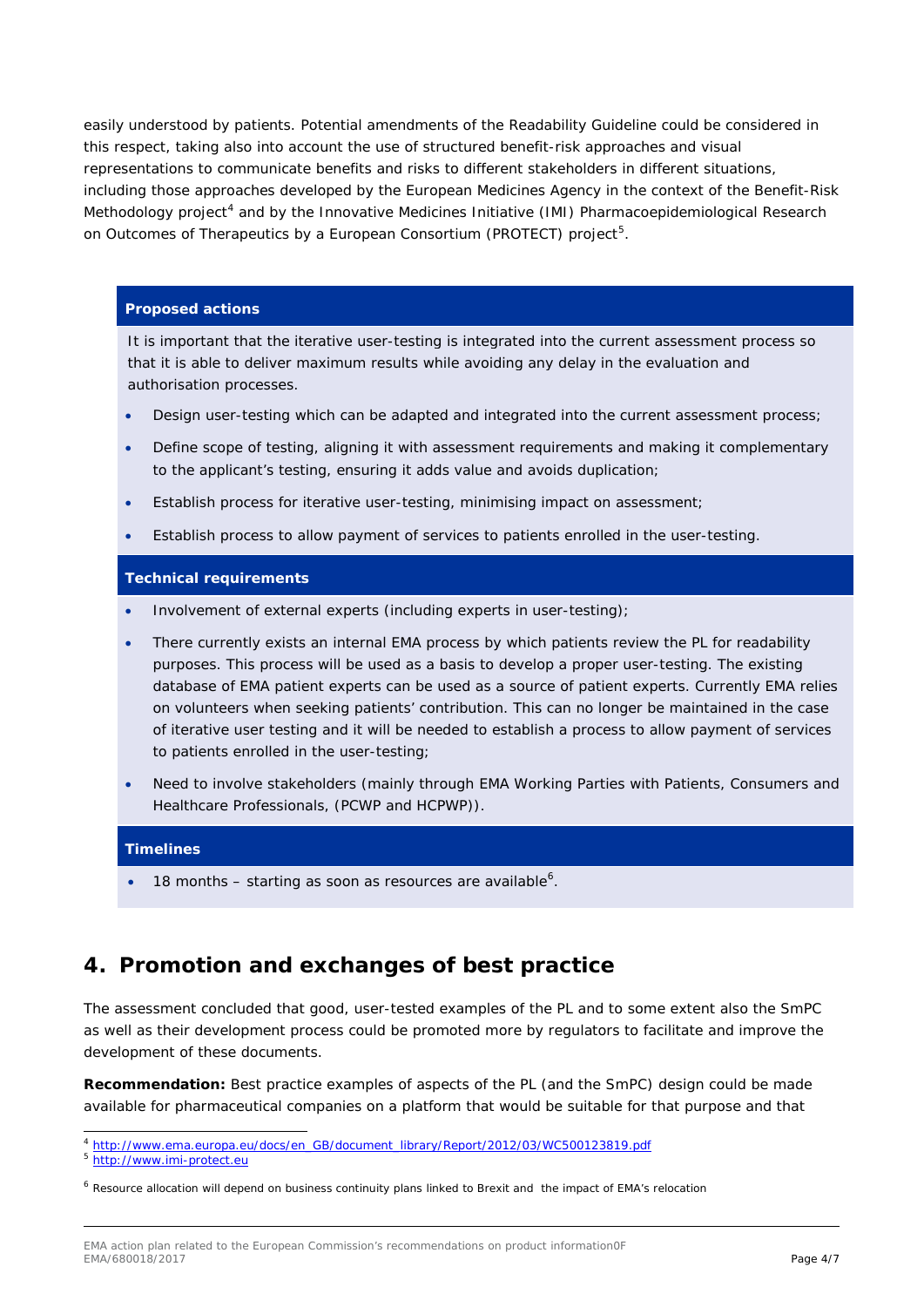easily understood by patients. Potential amendments of the Readability Guideline could be considered in this respect, taking also into account the use of structured benefit-risk approaches and visual representations to communicate benefits and risks to different stakeholders in different situations, including those approaches developed by the European Medicines Agency in the context of the Benefit-Risk Methodology project[4] and by the Innovative Medicines Initiative (IMI) Pharmacoepidemiological Research on Outcomes of Therapeutics by a European Consortium (PROTECT) project[5].

**Proposed actions**

It is important that the iterative user-testing is integrated into the current assessment process so that it is able to deliver maximum results while avoiding any delay in the evaluation and authorisation processes.

- Design user-testing which can be adapted and integrated into the current assessment process;
- Define scope of testing, aligning it with assessment requirements and making it complementary to the applicant's testing, ensuring it adds value and avoids duplication;
- Establish process for iterative user-testing, minimising impact on assessment;
- Establish process to allow payment of services to patients enrolled in the user-testing.

**Technical requirements**

- Involvement of external experts (including experts in user-testing);
- There currently exists an internal EMA process by which patients review the PL for readability purposes. This process will be used as a basis to develop a proper user-testing. The existing database of EMA patient experts can be used as a source of patient experts. Currently EMA relies on volunteers when seeking patients' contribution. This can no longer be maintained in the case of iterative user testing and it will be needed to establish a process to allow payment of services to patients enrolled in the user-testing;
- Need to involve stakeholders (mainly through EMA Working Parties with Patients, Consumers and Healthcare Professionals, (PCWP and HCPWP)).

**Timelines**

- 18 months – starting as soon as resources are available[6].

## 4. Promotion and exchanges of best practice

The assessment concluded that good, user-tested examples of the PL and to some extent also the SmPC as well as their development process could be promoted more by regulators to facilitate and improve the development of these documents.

**Recommendation:** Best practice examples of aspects of the PL (and the SmPC) design could be made available for pharmaceutical companies on a platform that would be suitable for that purpose and that

[4] http://www.ema.europa.eu/docs/en_GB/document_library/Report/2012/03/WC500123819.pdf
[5] http://www.imi-protect.eu

[6] Resource allocation will depend on business continuity plans linked to Brexit and the impact of EMA's relocation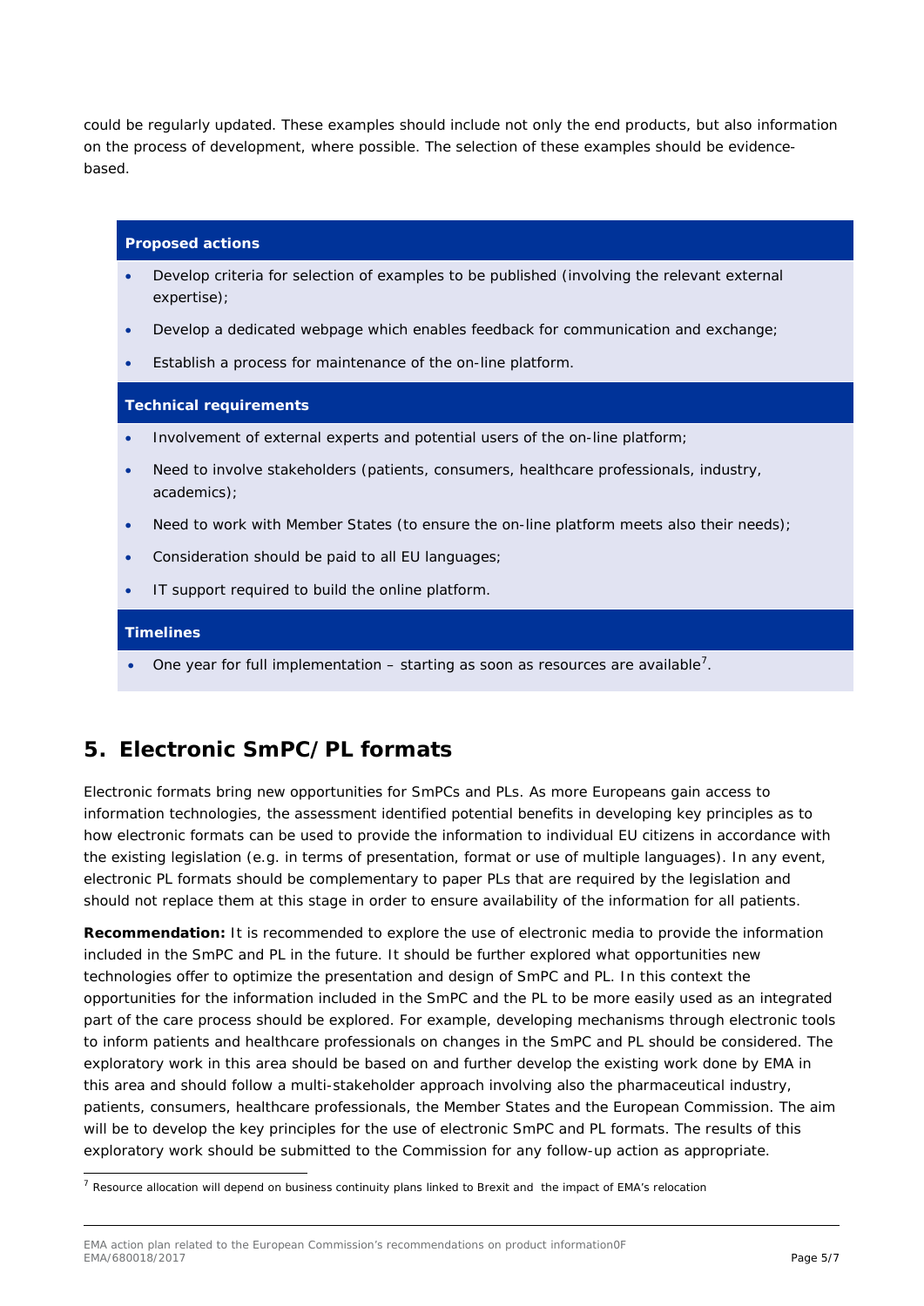could be regularly updated. These examples should include not only the end products, but also information on the process of development, where possible. The selection of these examples should be evidence-based.

**Proposed actions**

- Develop criteria for selection of examples to be published (involving the relevant external expertise);
- Develop a dedicated webpage which enables feedback for communication and exchange;
- Establish a process for maintenance of the on-line platform.

**Technical requirements**

- Involvement of external experts and potential users of the on-line platform;
- Need to involve stakeholders (patients, consumers, healthcare professionals, industry, academics);
- Need to work with Member States (to ensure the on-line platform meets also their needs);
- Consideration should be paid to all EU languages;
- IT support required to build the online platform.

**Timelines**

- One year for full implementation – starting as soon as resources are available[7].

## 5. Electronic SmPC/PL formats

Electronic formats bring new opportunities for SmPCs and PLs. As more Europeans gain access to information technologies, the assessment identified potential benefits in developing key principles as to how electronic formats can be used to provide the information to individual EU citizens in accordance with the existing legislation (e.g. in terms of presentation, format or use of multiple languages). In any event, electronic PL formats should be complementary to paper PLs that are required by the legislation and should not replace them at this stage in order to ensure availability of the information for all patients.

**Recommendation:** It is recommended to explore the use of electronic media to provide the information included in the SmPC and PL in the future. It should be further explored what opportunities new technologies offer to optimize the presentation and design of SmPC and PL. In this context the opportunities for the information included in the SmPC and the PL to be more easily used as an integrated part of the care process should be explored. For example, developing mechanisms through electronic tools to inform patients and healthcare professionals on changes in the SmPC and PL should be considered. The exploratory work in this area should be based on and further develop the existing work done by EMA in this area and should follow a multi-stakeholder approach involving also the pharmaceutical industry, patients, consumers, healthcare professionals, the Member States and the European Commission. The aim will be to develop the key principles for the use of electronic SmPC and PL formats. The results of this exploratory work should be submitted to the Commission for any follow-up action as appropriate.

[7] Resource allocation will depend on business continuity plans linked to Brexit and the impact of EMA's relocation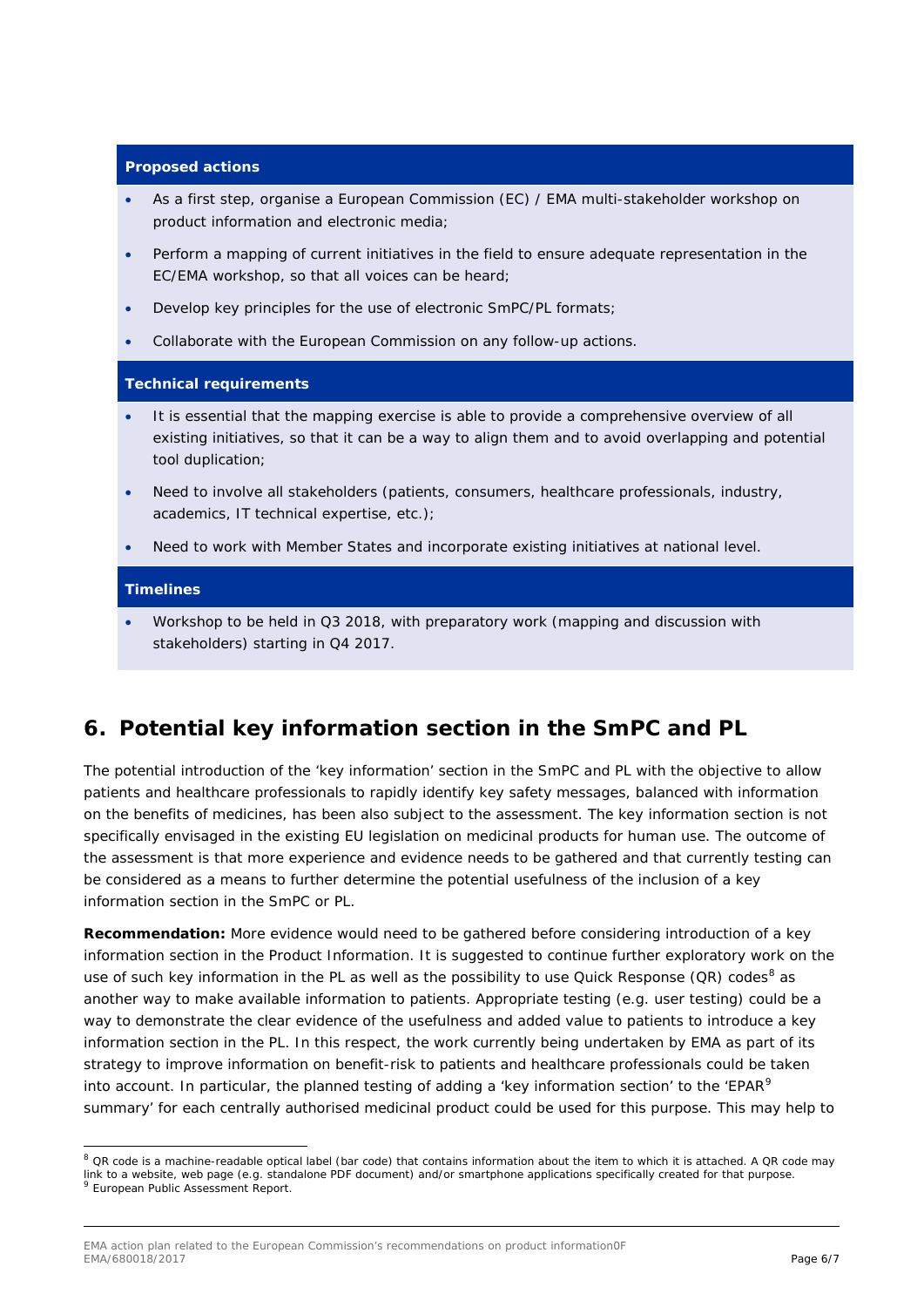**Proposed actions**

- As a first step, organise a European Commission (EC) / EMA multi-stakeholder workshop on product information and electronic media;
- Perform a mapping of current initiatives in the field to ensure adequate representation in the EC/EMA workshop, so that all voices can be heard;
- Develop key principles for the use of electronic SmPC/PL formats;
- Collaborate with the European Commission on any follow-up actions.

**Technical requirements**

- It is essential that the mapping exercise is able to provide a comprehensive overview of all existing initiatives, so that it can be a way to align them and to avoid overlapping and potential tool duplication;
- Need to involve all stakeholders (patients, consumers, healthcare professionals, industry, academics, IT technical expertise, etc.);
- Need to work with Member States and incorporate existing initiatives at national level.

**Timelines**

- Workshop to be held in Q3 2018, with preparatory work (mapping and discussion with stakeholders) starting in Q4 2017.

## 6. Potential key information section in the SmPC and PL

The potential introduction of the 'key information' section in the SmPC and PL with the objective to allow patients and healthcare professionals to rapidly identify key safety messages, balanced with information on the benefits of medicines, has been also subject to the assessment. The key information section is not specifically envisaged in the existing EU legislation on medicinal products for human use. The outcome of the assessment is that more experience and evidence needs to be gathered and that currently testing can be considered as a means to further determine the potential usefulness of the inclusion of a key information section in the SmPC or PL.

**Recommendation:** More evidence would need to be gathered before considering introduction of a key information section in the Product Information. It is suggested to continue further exploratory work on the use of such key information in the PL as well as the possibility to use Quick Response (QR) codes[8] as another way to make available information to patients. Appropriate testing (e.g. user testing) could be a way to demonstrate the clear evidence of the usefulness and added value to patients to introduce a key information section in the PL. In this respect, the work currently being undertaken by EMA as part of its strategy to improve information on benefit-risk to patients and healthcare professionals could be taken into account. In particular, the planned testing of adding a 'key information section' to the 'EPAR[9] summary' for each centrally authorised medicinal product could be used for this purpose. This may help to

[8] QR code is a machine-readable optical label (bar code) that contains information about the item to which it is attached. A QR code may link to a website, web page (e.g. standalone PDF document) and/or smartphone applications specifically created for that purpose.

[9] European Public Assessment Report.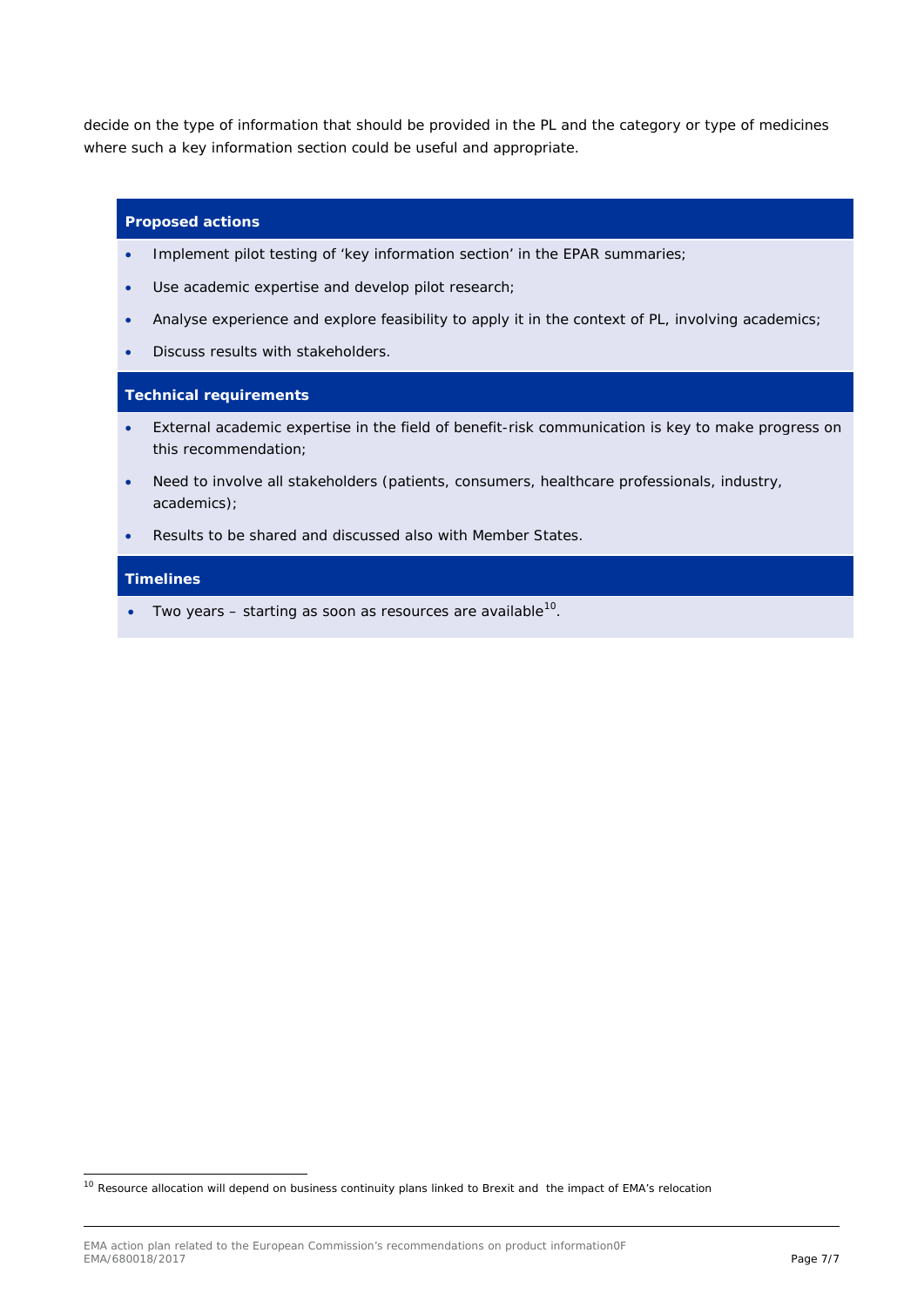decide on the type of information that should be provided in the PL and the category or type of medicines where such a key information section could be useful and appropriate.

**Proposed actions**

- Implement pilot testing of 'key information section' in the EPAR summaries;
- Use academic expertise and develop pilot research;
- Analyse experience and explore feasibility to apply it in the context of PL, involving academics;
- Discuss results with stakeholders.

**Technical requirements**

- External academic expertise in the field of benefit-risk communication is key to make progress on this recommendation;
- Need to involve all stakeholders (patients, consumers, healthcare professionals, industry, academics);
- Results to be shared and discussed also with Member States.

**Timelines**

- Two years – starting as soon as resources are available[10].

[10] Resource allocation will depend on business continuity plans linked to Brexit and the impact of EMA's relocation